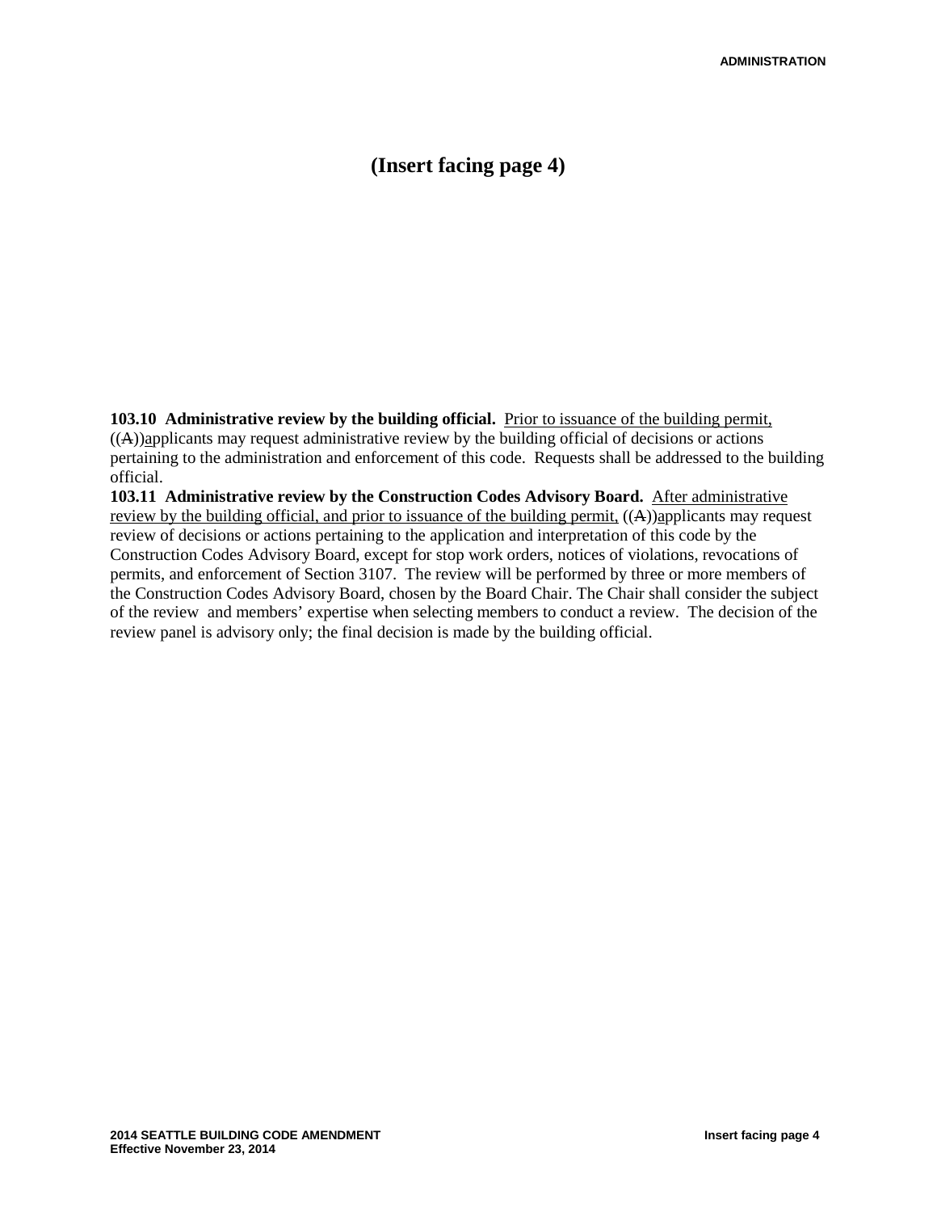# (Insert facing page 4)

**103.10 Administrative review by the building official.** <u>Prior to issuance of the building permit,</u> ((~~A~~))<u>a</u>pplicants may request administrative review by the building official of decisions or actions pertaining to the administration and enforcement of this code. Requests shall be addressed to the building official.

**103.11 Administrative review by the Construction Codes Advisory Board.** <u>After administrative review by the building official, and prior to issuance of the building permit,</u> ((~~A~~))<u>a</u>pplicants may request review of decisions or actions pertaining to the application and interpretation of this code by the Construction Codes Advisory Board, except for stop work orders, notices of violations, revocations of permits, and enforcement of Section 3107. The review will be performed by three or more members of the Construction Codes Advisory Board, chosen by the Board Chair. The Chair shall consider the subject of the review and members' expertise when selecting members to conduct a review. The decision of the review panel is advisory only; the final decision is made by the building official.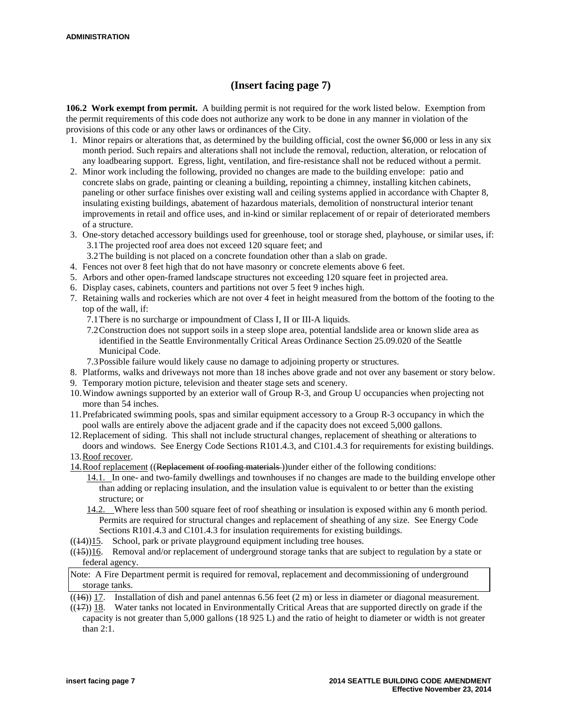## (Insert facing page 7)

**106.2 Work exempt from permit.** A building permit is not required for the work listed below. Exemption from the permit requirements of this code does not authorize any work to be done in any manner in violation of the provisions of this code or any other laws or ordinances of the City.

1. Minor repairs or alterations that, as determined by the building official, cost the owner $6,000 or less in any six month period. Such repairs and alterations shall not include the removal, reduction, alteration, or relocation of any loadbearing support. Egress, light, ventilation, and fire-resistance shall not be reduced without a permit.
2. Minor work including the following, provided no changes are made to the building envelope: patio and concrete slabs on grade, painting or cleaning a building, repointing a chimney, installing kitchen cabinets, paneling or other surface finishes over existing wall and ceiling systems applied in accordance with Chapter 8, insulating existing buildings, abatement of hazardous materials, demolition of nonstructural interior tenant improvements in retail and office uses, and in-kind or similar replacement of or repair of deteriorated members of a structure.
3. One-story detached accessory buildings used for greenhouse, tool or storage shed, playhouse, or similar uses, if:
   3.1 The projected roof area does not exceed 120 square feet; and
   3.2 The building is not placed on a concrete foundation other than a slab on grade.
4. Fences not over 8 feet high that do not have masonry or concrete elements above 6 feet.
5. Arbors and other open-framed landscape structures not exceeding 120 square feet in projected area.
6. Display cases, cabinets, counters and partitions not over 5 feet 9 inches high.
7. Retaining walls and rockeries which are not over 4 feet in height measured from the bottom of the footing to the top of the wall, if:
   7.1 There is no surcharge or impoundment of Class I, II or III-A liquids.
   7.2 Construction does not support soils in a steep slope area, potential landslide area or known slide area as identified in the Seattle Environmentally Critical Areas Ordinance Section 25.09.020 of the Seattle Municipal Code.
   7.3 Possible failure would likely cause no damage to adjoining property or structures.
8. Platforms, walks and driveways not more than 18 inches above grade and not over any basement or story below.
9. Temporary motion picture, television and theater stage sets and scenery.
10. Window awnings supported by an exterior wall of Group R-3, and Group U occupancies when projecting not more than 54 inches.
11. Prefabricated swimming pools, spas and similar equipment accessory to a Group R-3 occupancy in which the pool walls are entirely above the adjacent grade and if the capacity does not exceed 5,000 gallons.
12. Replacement of siding. This shall not include structural changes, replacement of sheathing or alterations to doors and windows. See Energy Code Sections R101.4.3, and C101.4.3 for requirements for existing buildings.
13. <u>Roof recover</u>.
14. <u>Roof replacement</u> ((~~Replacement of roofing materials~~ ))under either of the following conditions:
    <u>14.1.</u> In one- and two-family dwellings and townhouses if no changes are made to the building envelope other than adding or replacing insulation, and the insulation value is equivalent to or better than the existing structure; or
    <u>14.2.</u> Where less than 500 square feet of roof sheathing or insulation is exposed within any 6 month period. Permits are required for structural changes and replacement of sheathing of any size. See Energy Code Sections R101.4.3 and C101.4.3 for insulation requirements for existing buildings.

((~~14~~))<u>15</u>. School, park or private playground equipment including tree houses.

((~~15~~))<u>16</u>. Removal and/or replacement of underground storage tanks that are subject to regulation by a state or federal agency.

> Note: A Fire Department permit is required for removal, replacement and decommissioning of underground storage tanks.

((~~16~~)) <u>17</u>. Installation of dish and panel antennas 6.56 feet (2 m) or less in diameter or diagonal measurement.

((~~17~~)) <u>18</u>. Water tanks not located in Environmentally Critical Areas that are supported directly on grade if the capacity is not greater than 5,000 gallons (18 925 L) and the ratio of height to diameter or width is not greater than 2:1.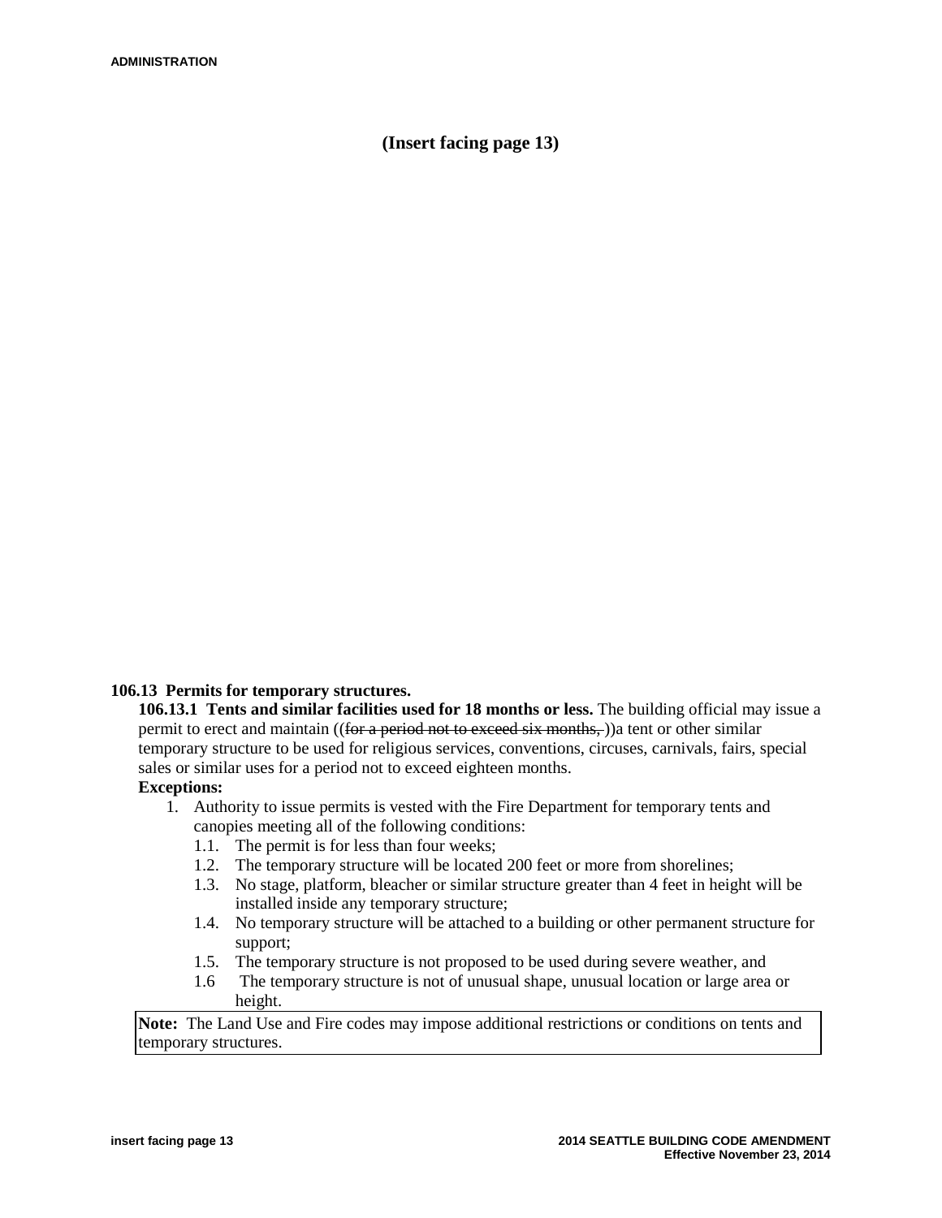(Insert facing page 13)

**106.13 Permits for temporary structures.**

**106.13.1 Tents and similar facilities used for 18 months or less.** The building official may issue a permit to erect and maintain ((~~for a period not to exceed six months,~~ ))a tent or other similar temporary structure to be used for religious services, conventions, circuses, carnivals, fairs, special sales or similar uses for a period not to exceed eighteen months.

**Exceptions:**

1. Authority to issue permits is vested with the Fire Department for temporary tents and canopies meeting all of the following conditions:
   - 1.1. The permit is for less than four weeks;
   - 1.2. The temporary structure will be located 200 feet or more from shorelines;
   - 1.3. No stage, platform, bleacher or similar structure greater than 4 feet in height will be installed inside any temporary structure;
   - 1.4. No temporary structure will be attached to a building or other permanent structure for support;
   - 1.5. The temporary structure is not proposed to be used during severe weather, and
   - 1.6 The temporary structure is not of unusual shape, unusual location or large area or height.

| **Note:** The Land Use and Fire codes may impose additional restrictions or conditions on tents and temporary structures. |
|---|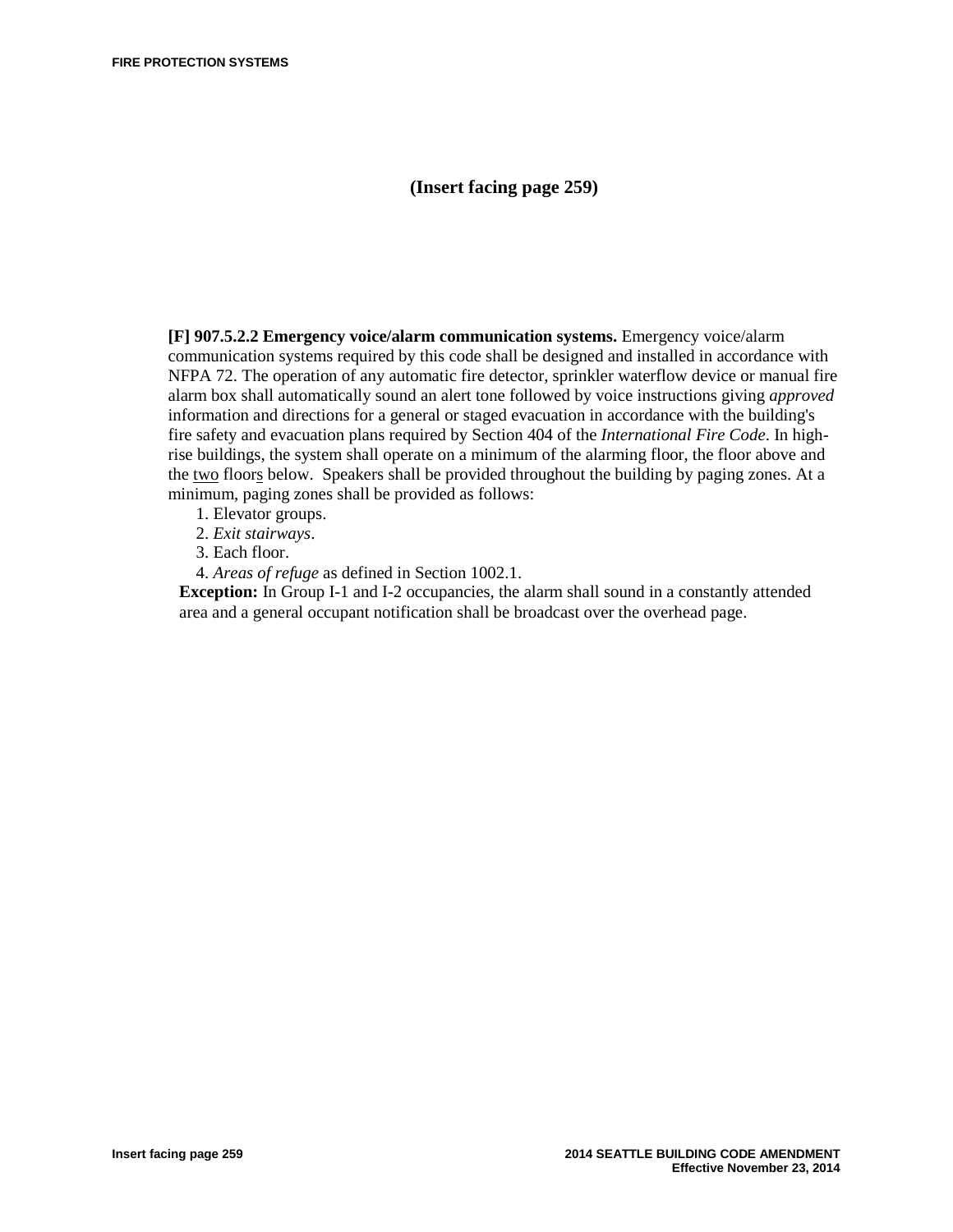**(Insert facing page 259)**

**[F] 907.5.2.2 Emergency voice/alarm communication systems.** Emergency voice/alarm communication systems required by this code shall be designed and installed in accordance with NFPA 72. The operation of any automatic fire detector, sprinkler waterflow device or manual fire alarm box shall automatically sound an alert tone followed by voice instructions giving *approved* information and directions for a general or staged evacuation in accordance with the building's fire safety and evacuation plans required by Section 404 of the *International Fire Code*. In high-rise buildings, the system shall operate on a minimum of the alarming floor, the floor above and the <u>two</u> floor<u>s</u> below. Speakers shall be provided throughout the building by paging zones. At a minimum, paging zones shall be provided as follows:

1. Elevator groups.
2. *Exit stairways*.
3. Each floor.
4. *Areas of refuge* as defined in Section 1002.1.

**Exception:** In Group I-1 and I-2 occupancies, the alarm shall sound in a constantly attended area and a general occupant notification shall be broadcast over the overhead page.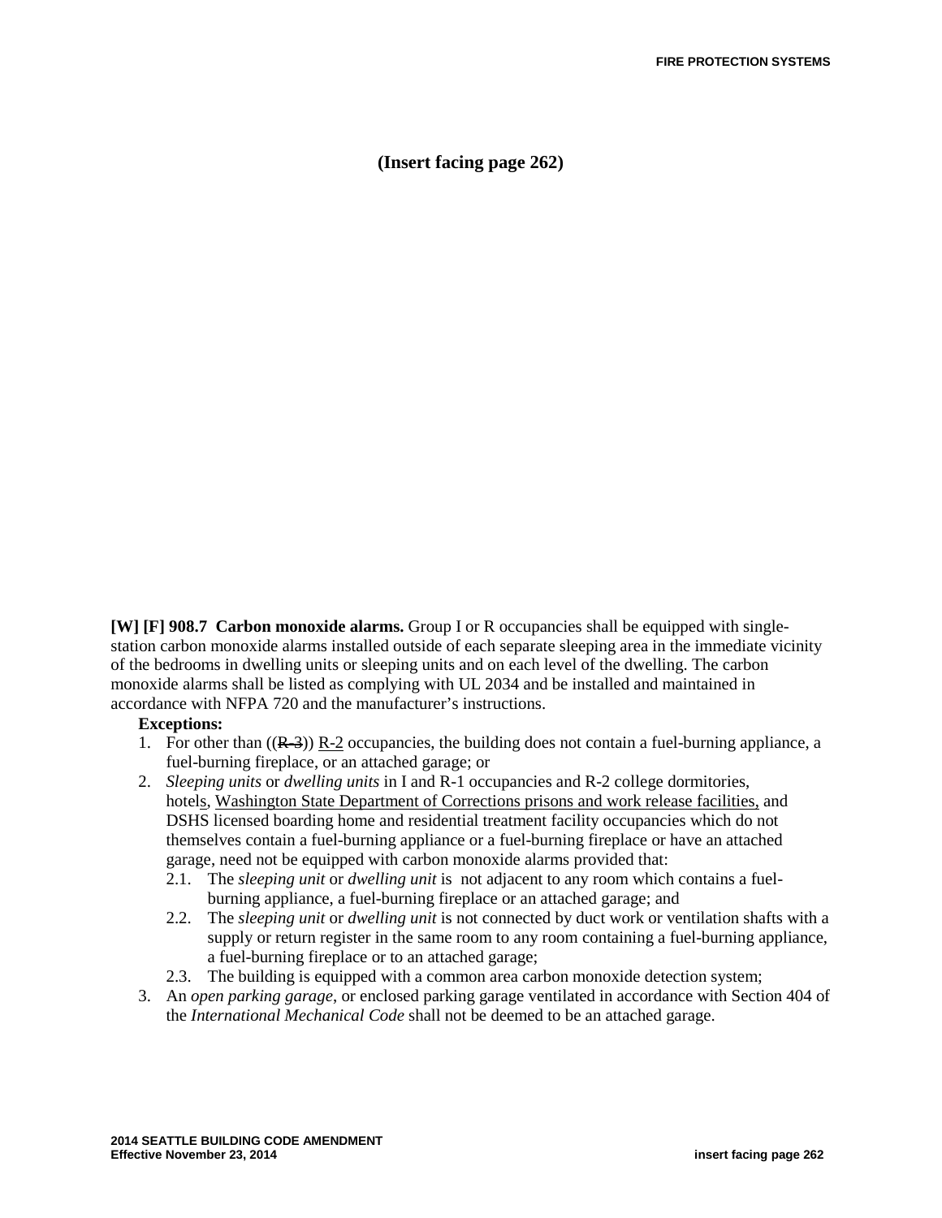(Insert facing page 262)

**[W] [F] 908.7 Carbon monoxide alarms.** Group I or R occupancies shall be equipped with single-station carbon monoxide alarms installed outside of each separate sleeping area in the immediate vicinity of the bedrooms in dwelling units or sleeping units and on each level of the dwelling. The carbon monoxide alarms shall be listed as complying with UL 2034 and be installed and maintained in accordance with NFPA 720 and the manufacturer's instructions.

**Exceptions:**

1. For other than ((~~R-3~~)) <u>R-2</u> occupancies, the building does not contain a fuel-burning appliance, a fuel-burning fireplace, or an attached garage; or
2. *Sleeping units* or *dwelling units* in I and R-1 occupancies and R-2 college dormitories, hotel<u>s</u>, <u>Washington State Department of Corrections prisons and work release facilities,</u> and DSHS licensed boarding home and residential treatment facility occupancies which do not themselves contain a fuel-burning appliance or a fuel-burning fireplace or have an attached garage, need not be equipped with carbon monoxide alarms provided that:
   - 2.1. The *sleeping unit* or *dwelling unit* is not adjacent to any room which contains a fuel-burning appliance, a fuel-burning fireplace or an attached garage; and
   - 2.2. The *sleeping unit* or *dwelling unit* is not connected by duct work or ventilation shafts with a supply or return register in the same room to any room containing a fuel-burning appliance, a fuel-burning fireplace or to an attached garage;
   - 2.3. The building is equipped with a common area carbon monoxide detection system;
3. An *open parking garage*, or enclosed parking garage ventilated in accordance with Section 404 of the *International Mechanical Code* shall not be deemed to be an attached garage.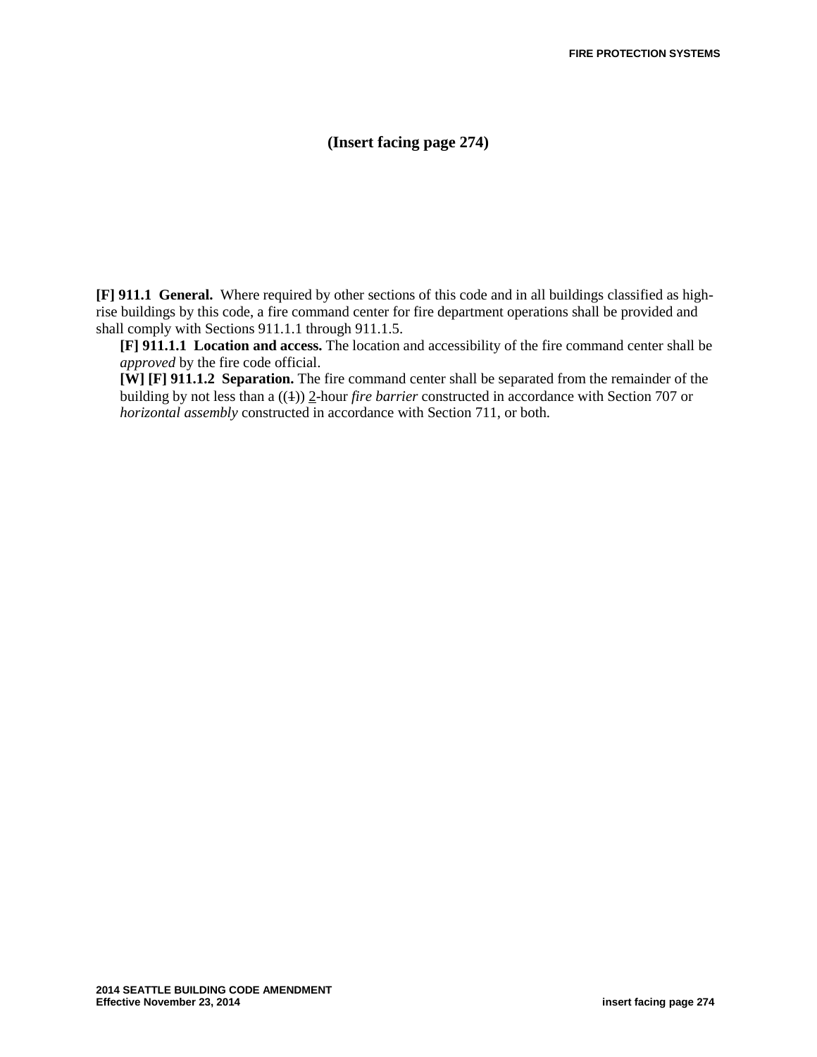**(Insert facing page 274)**

**[F] 911.1 General.** Where required by other sections of this code and in all buildings classified as high-rise buildings by this code, a fire command center for fire department operations shall be provided and shall comply with Sections 911.1.1 through 911.1.5.

**[F] 911.1.1 Location and access.** The location and accessibility of the fire command center shall be *approved* by the fire code official.

**[W] [F] 911.1.2 Separation.** The fire command center shall be separated from the remainder of the building by not less than a ((~~1~~)) <u>2</u>-hour *fire barrier* constructed in accordance with Section 707 or *horizontal assembly* constructed in accordance with Section 711, or both.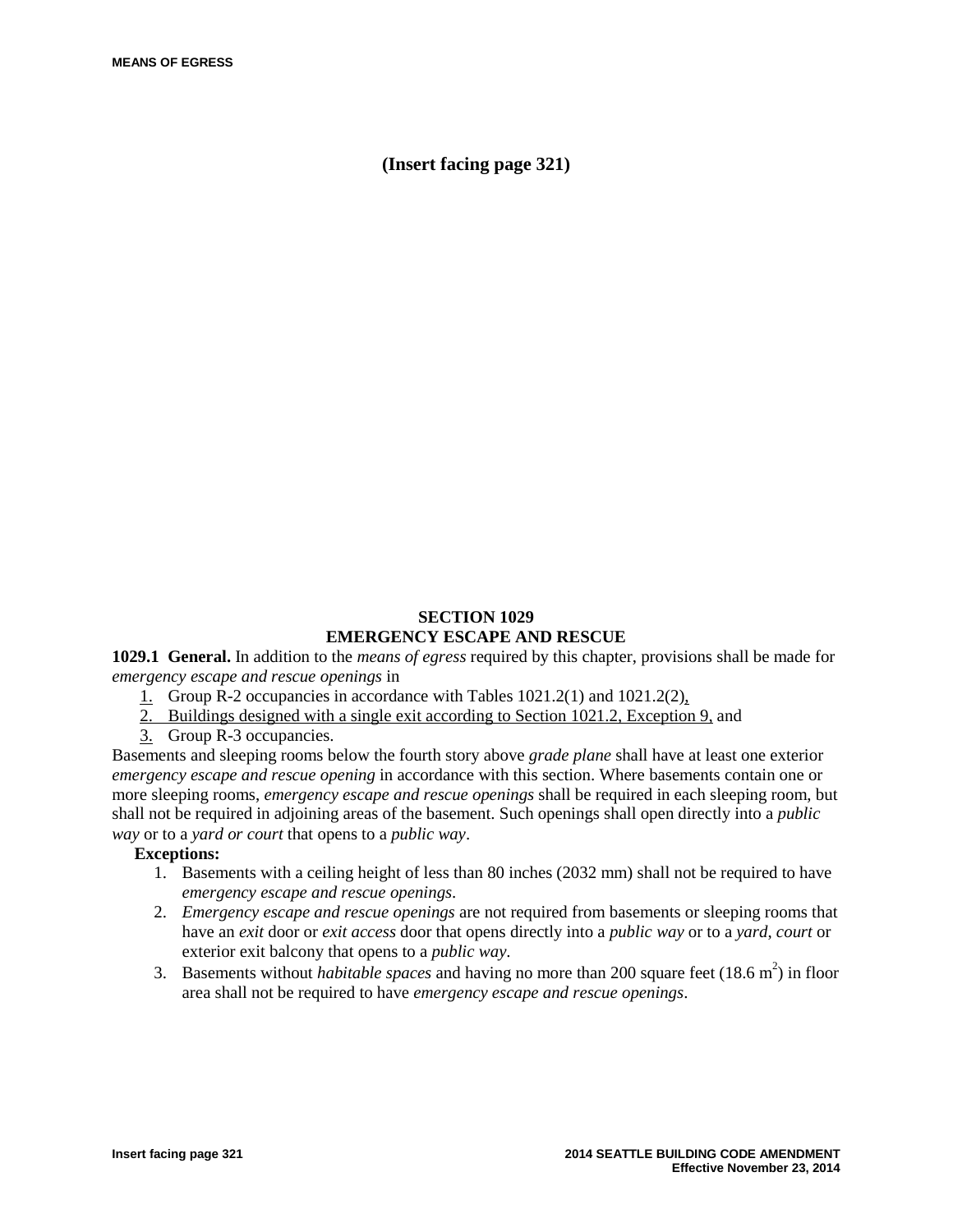(Insert facing page 321)

## SECTION 1029
## EMERGENCY ESCAPE AND RESCUE

**1029.1 General.** In addition to the *means of egress* required by this chapter, provisions shall be made for *emergency escape and rescue openings* in

1. Group R-2 occupancies in accordance with Tables 1021.2(1) and 1021.2(2),
2. Buildings designed with a single exit according to Section 1021.2, Exception 9, and
3. Group R-3 occupancies.

Basements and sleeping rooms below the fourth story above *grade plane* shall have at least one exterior *emergency escape and rescue opening* in accordance with this section. Where basements contain one or more sleeping rooms, *emergency escape and rescue openings* shall be required in each sleeping room, but shall not be required in adjoining areas of the basement. Such openings shall open directly into a *public way* or to a *yard or court* that opens to a *public way*.

**Exceptions:**

1. Basements with a ceiling height of less than 80 inches (2032 mm) shall not be required to have *emergency escape and rescue openings*.
2. *Emergency escape and rescue openings* are not required from basements or sleeping rooms that have an *exit* door or *exit access* door that opens directly into a *public way* or to a *yard*, *court* or exterior exit balcony that opens to a *public way*.
3. Basements without *habitable spaces* and having no more than 200 square feet (18.6 $m^2$) in floor area shall not be required to have *emergency escape and rescue openings*.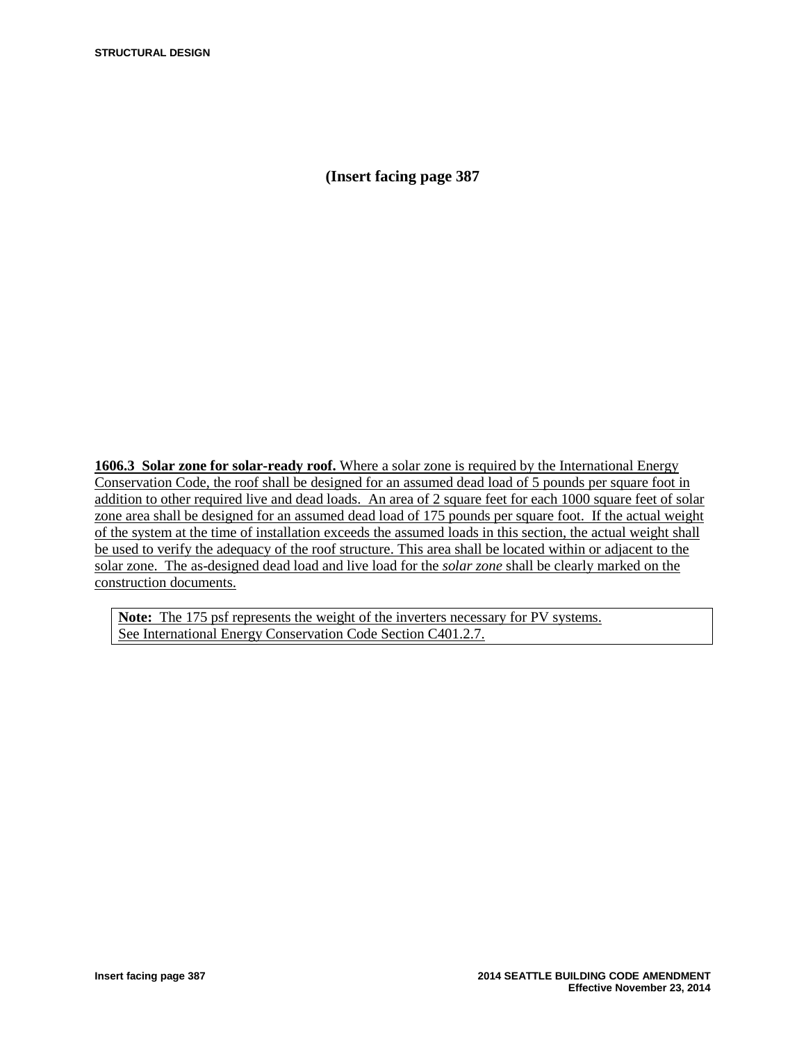(Insert facing page 387

**1606.3 Solar zone for solar-ready roof.** Where a solar zone is required by the International Energy Conservation Code, the roof shall be designed for an assumed dead load of 5 pounds per square foot in addition to other required live and dead loads. An area of 2 square feet for each 1000 square feet of solar zone area shall be designed for an assumed dead load of 175 pounds per square foot. If the actual weight of the system at the time of installation exceeds the assumed loads in this section, the actual weight shall be used to verify the adequacy of the roof structure. This area shall be located within or adjacent to the solar zone. The as-designed dead load and live load for the *solar zone* shall be clearly marked on the construction documents.

> **Note:** The 175 psf represents the weight of the inverters necessary for PV systems. See International Energy Conservation Code Section C401.2.7.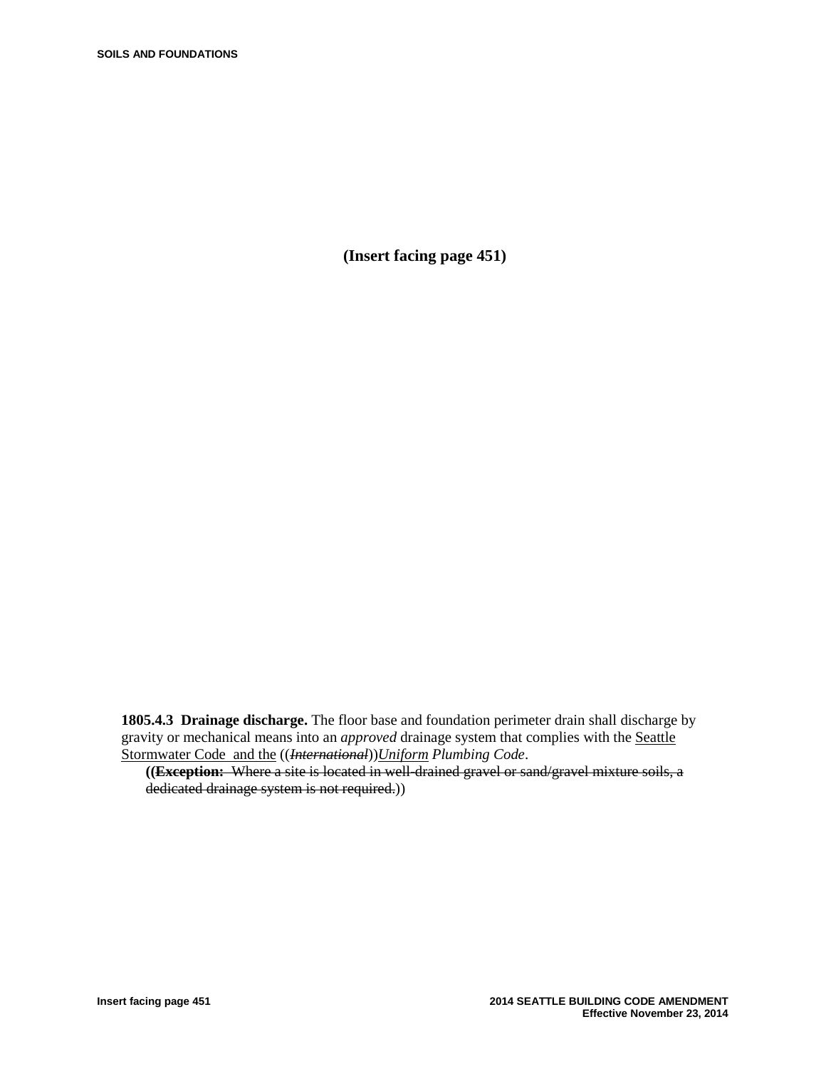(Insert facing page 451)

**1805.4.3 Drainage discharge.** The floor base and foundation perimeter drain shall discharge by gravity or mechanical means into an *approved* drainage system that complies with the <u>Seattle Stormwater Code and the</u> ((~~*International*~~))<u>*Uniform*</u> *Plumbing Code*.

**((~~Exception:~~** ~~Where a site is located in well-drained gravel or sand/gravel mixture soils, a dedicated drainage system is not required.~~))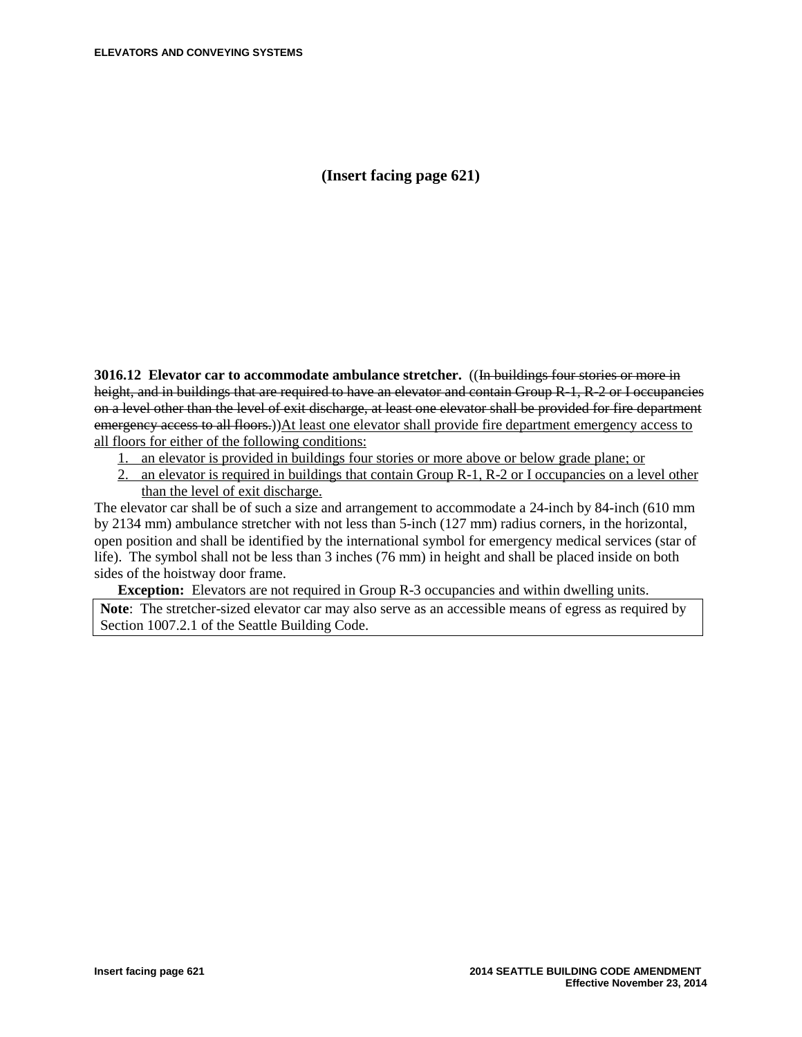**(Insert facing page 621)**

**3016.12 Elevator car to accommodate ambulance stretcher.** ((~~In buildings four stories or more in height, and in buildings that are required to have an elevator and contain Group R-1, R-2 or I occupancies on a level other than the level of exit discharge, at least one elevator shall be provided for fire department emergency access to all floors.~~))<u>At least one elevator shall provide fire department emergency access to all floors for either of the following conditions:</u>

1. <u>an elevator is provided in buildings four stories or more above or below grade plane; or</u>
2. <u>an elevator is required in buildings that contain Group R-1, R-2 or I occupancies on a level other than the level of exit discharge.</u>

The elevator car shall be of such a size and arrangement to accommodate a 24-inch by 84-inch (610 mm by 2134 mm) ambulance stretcher with not less than 5-inch (127 mm) radius corners, in the horizontal, open position and shall be identified by the international symbol for emergency medical services (star of life). The symbol shall not be less than 3 inches (76 mm) in height and shall be placed inside on both sides of the hoistway door frame.

**Exception:** Elevators are not required in Group R-3 occupancies and within dwelling units.

> **Note**: The stretcher-sized elevator car may also serve as an accessible means of egress as required by Section 1007.2.1 of the Seattle Building Code.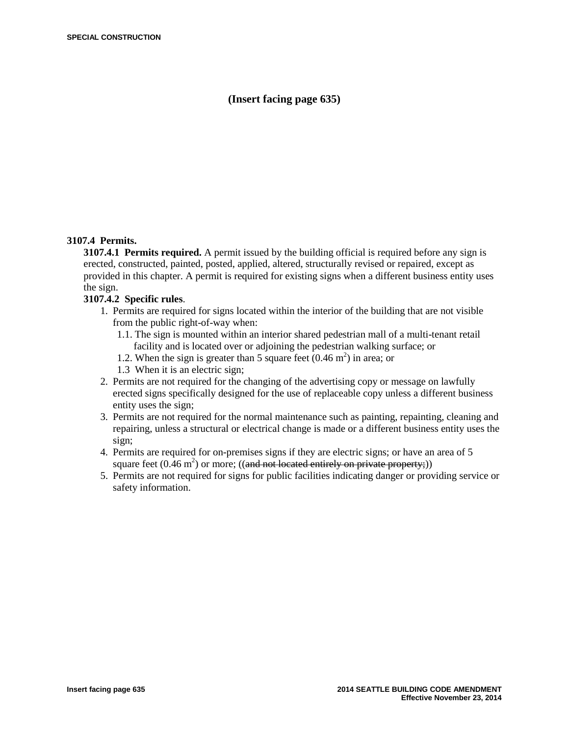**(Insert facing page 635)**

**3107.4 Permits.**

**3107.4.1 Permits required.** A permit issued by the building official is required before any sign is erected, constructed, painted, posted, applied, altered, structurally revised or repaired, except as provided in this chapter. A permit is required for existing signs when a different business entity uses the sign.

**3107.4.2 Specific rules**.

1. Permits are required for signs located within the interior of the building that are not visible from the public right-of-way when:
   - 1.1. The sign is mounted within an interior shared pedestrian mall of a multi-tenant retail facility and is located over or adjoining the pedestrian walking surface; or
   - 1.2. When the sign is greater than 5 square feet (0.46 $m^2$) in area; or
   - 1.3 When it is an electric sign;
2. Permits are not required for the changing of the advertising copy or message on lawfully erected signs specifically designed for the use of replaceable copy unless a different business entity uses the sign;
3. Permits are not required for the normal maintenance such as painting, repainting, cleaning and repairing, unless a structural or electrical change is made or a different business entity uses the sign;
4. Permits are required for on-premises signs if they are electric signs; or have an area of 5 square feet (0.46 $m^2$) or more; ((~~and not located entirely on private property;~~))
5. Permits are not required for signs for public facilities indicating danger or providing service or safety information.